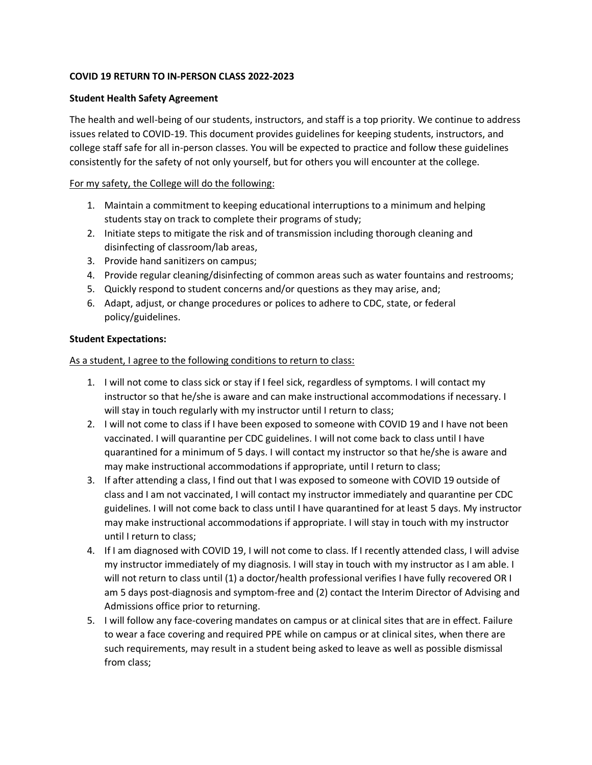**COVID 19 RETURN TO IN-PERSON CLASS 2022-2023**

**Student Health Safety Agreement**

The health and well-being of our students, instructors, and staff is a top priority. We continue to address issues related to COVID-19. This document provides guidelines for keeping students, instructors, and college staff safe for all in-person classes. You will be expected to practice and follow these guidelines consistently for the safety of not only yourself, but for others you will encounter at the college.

<u>For my safety, the College will do the following:</u>

1. Maintain a commitment to keeping educational interruptions to a minimum and helping students stay on track to complete their programs of study;
2. Initiate steps to mitigate the risk and of transmission including thorough cleaning and disinfecting of classroom/lab areas,
3. Provide hand sanitizers on campus;
4. Provide regular cleaning/disinfecting of common areas such as water fountains and restrooms;
5. Quickly respond to student concerns and/or questions as they may arise, and;
6. Adapt, adjust, or change procedures or polices to adhere to CDC, state, or federal policy/guidelines.

**Student Expectations:**

<u>As a student, I agree to the following conditions to return to class:</u>

1. I will not come to class sick or stay if I feel sick, regardless of symptoms. I will contact my instructor so that he/she is aware and can make instructional accommodations if necessary. I will stay in touch regularly with my instructor until I return to class;
2. I will not come to class if I have been exposed to someone with COVID 19 and I have not been vaccinated. I will quarantine per CDC guidelines. I will not come back to class until I have quarantined for a minimum of 5 days. I will contact my instructor so that he/she is aware and may make instructional accommodations if appropriate, until I return to class;
3. If after attending a class, I find out that I was exposed to someone with COVID 19 outside of class and I am not vaccinated, I will contact my instructor immediately and quarantine per CDC guidelines. I will not come back to class until I have quarantined for at least 5 days. My instructor may make instructional accommodations if appropriate. I will stay in touch with my instructor until I return to class;
4. If I am diagnosed with COVID 19, I will not come to class. If I recently attended class, I will advise my instructor immediately of my diagnosis. I will stay in touch with my instructor as I am able. I will not return to class until (1) a doctor/health professional verifies I have fully recovered OR I am 5 days post-diagnosis and symptom-free and (2) contact the Interim Director of Advising and Admissions office prior to returning.
5. I will follow any face-covering mandates on campus or at clinical sites that are in effect. Failure to wear a face covering and required PPE while on campus or at clinical sites, when there are such requirements, may result in a student being asked to leave as well as possible dismissal from class;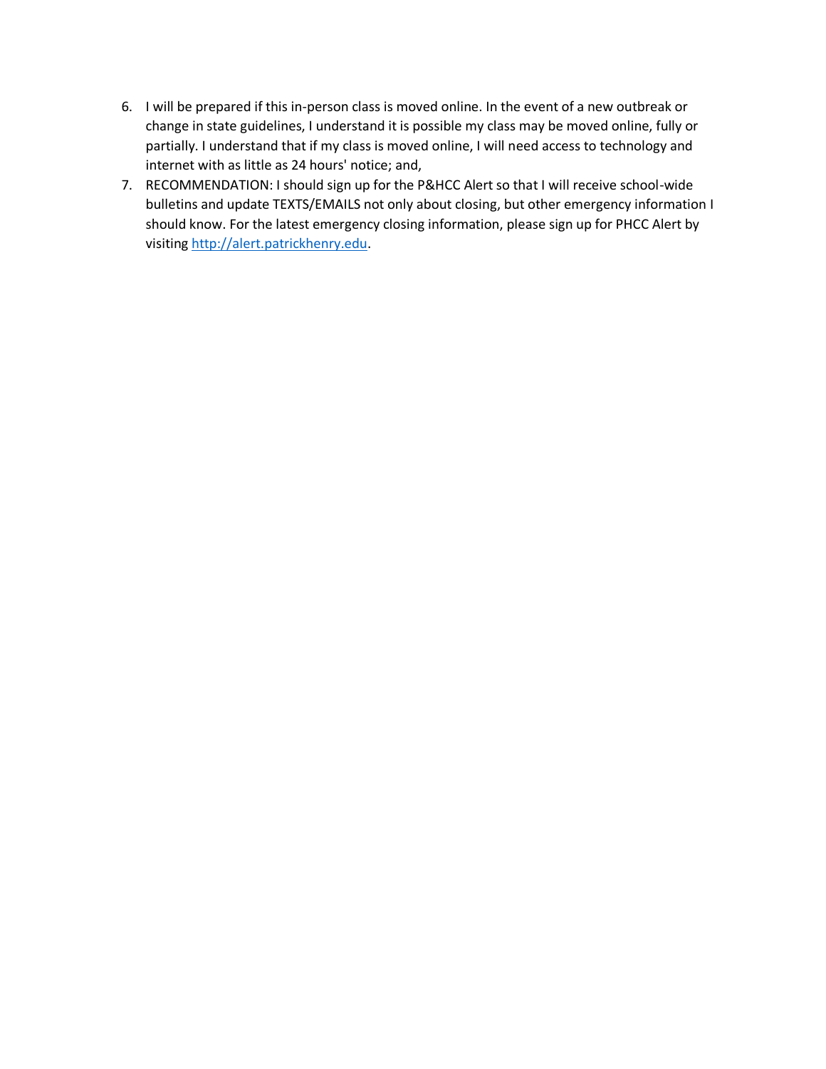6. I will be prepared if this in-person class is moved online. In the event of a new outbreak or change in state guidelines, I understand it is possible my class may be moved online, fully or partially. I understand that if my class is moved online, I will need access to technology and internet with as little as 24 hours' notice; and,
7. RECOMMENDATION: I should sign up for the P&HCC Alert so that I will receive school-wide bulletins and update TEXTS/EMAILS not only about closing, but other emergency information I should know. For the latest emergency closing information, please sign up for PHCC Alert by visiting [http://alert.patrickhenry.edu](http://alert.patrickhenry.edu).